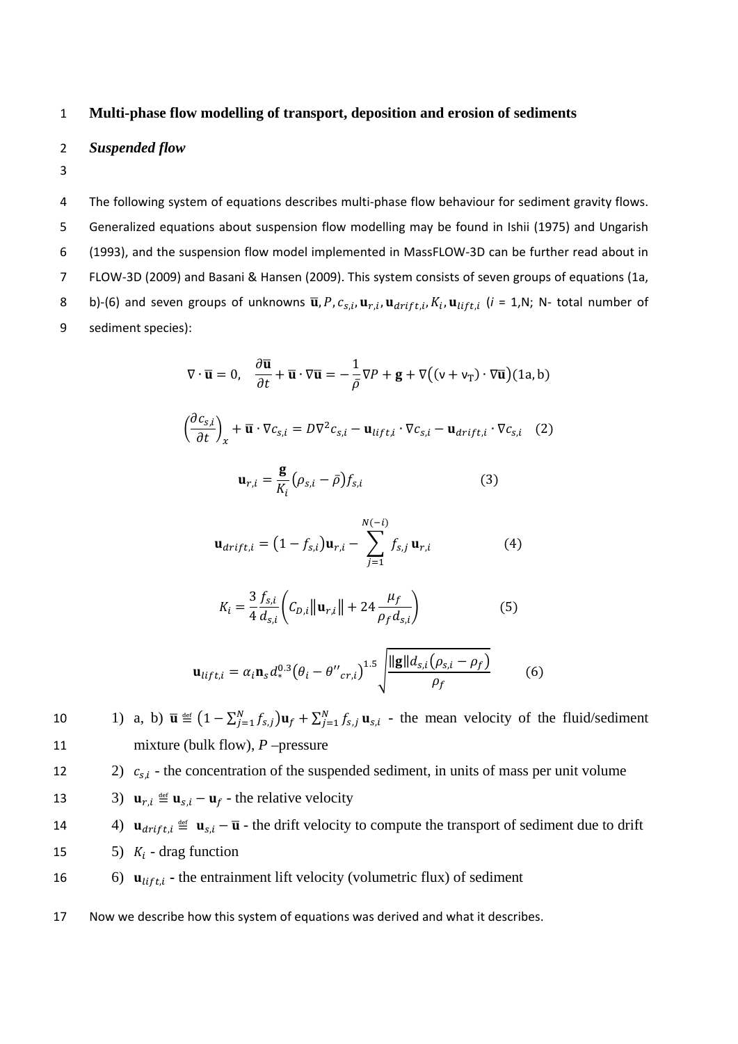# Multi-phase flow modelling of transport, deposition and erosion of sediments

## *Suspended flow*

The following system of equations describes multi-phase flow behaviour for sediment gravity flows. Generalized equations about suspension flow modelling may be found in Ishii (1975) and Ungarish (1993), and the suspension flow model implemented in MassFLOW-3D can be further read about in FLOW-3D (2009) and Basani & Hansen (2009). This system consists of seven groups of equations (1a, b)-(6) and seven groups of unknowns $\bar{\mathbf{u}}, P, c_{s,i}, \mathbf{u}_{r,i}, \mathbf{u}_{drift,i}, K_i, \mathbf{u}_{lift,i}$ ($i$ = 1,N; N- total number of sediment species):

$$\nabla \cdot \bar{\mathbf{u}} = 0, \quad \frac{\partial \bar{\mathbf{u}}}{\partial t} + \bar{\mathbf{u}} \cdot \nabla \bar{\mathbf{u}} = -\frac{1}{\bar{\rho}} \nabla P + \mathbf{g} + \nabla\big((\nu + \nu_T) \cdot \nabla \bar{\mathbf{u}}\big) \quad (1\text{a, b})$$

$$\left(\frac{\partial c_{s,i}}{\partial t}\right)_x + \bar{\mathbf{u}} \cdot \nabla c_{s,i} = D \nabla^2 c_{s,i} - \mathbf{u}_{lift,i} \cdot \nabla c_{s,i} - \mathbf{u}_{drift,i} \cdot \nabla c_{s,i} \quad (2)$$

$$\mathbf{u}_{r,i} = \frac{\mathbf{g}}{K_i}\left(\rho_{s,i} - \bar{\rho}\right) f_{s,i} \quad (3)$$

$$\mathbf{u}_{drift,i} = \left(1 - f_{s,i}\right)\mathbf{u}_{r,i} - \sum_{j=1}^{N(-i)} f_{s,j}\, \mathbf{u}_{r,i} \quad (4)$$

$$K_i = \frac{3}{4} \frac{f_{s,i}}{d_{s,i}} \left( C_{D,i} \left\| \mathbf{u}_{r,i} \right\| + 24 \frac{\mu_f}{\rho_f d_{s,i}} \right) \quad (5)$$

$$\mathbf{u}_{lift,i} = \alpha_i \mathbf{n}_s d_*^{0.3} \left(\theta_i - \theta''_{cr,i}\right)^{1.5} \sqrt{\frac{\|\mathbf{g}\| d_{s,i} \left(\rho_{s,i} - \rho_f\right)}{\rho_f}} \quad (6)$$

1) a, b) $\bar{\mathbf{u}} \stackrel{\text{def}}{\equiv} \left(1 - \sum_{j=1}^{N} f_{s,j}\right)\mathbf{u}_f + \sum_{j=1}^{N} f_{s,j}\, \mathbf{u}_{s,i}$ - the mean velocity of the fluid/sediment mixture (bulk flow), $P$ –pressure
2) $c_{s,i}$ - the concentration of the suspended sediment, in units of mass per unit volume
3) $\mathbf{u}_{r,i} \stackrel{\text{def}}{\equiv} \mathbf{u}_{s,i} - \mathbf{u}_f$ - the relative velocity
4) $\mathbf{u}_{drift,i} \stackrel{\text{def}}{\equiv} \mathbf{u}_{s,i} - \bar{\mathbf{u}}$ - the drift velocity to compute the transport of sediment due to drift
5) $K_i$ - drag function
6) $\mathbf{u}_{lift,i}$ - the entrainment lift velocity (volumetric flux) of sediment

Now we describe how this system of equations was derived and what it describes.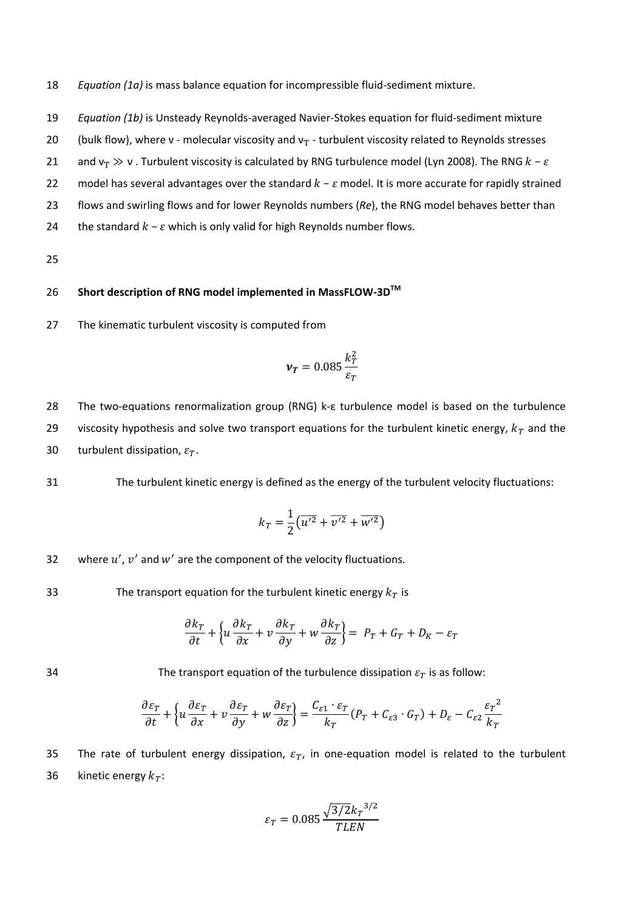*Equation (1a)* is mass balance equation for incompressible fluid-sediment mixture.

*Equation (1b)* is Unsteady Reynolds-averaged Navier-Stokes equation for fluid-sediment mixture (bulk flow), where ν - molecular viscosity and $\nu_T$ - turbulent viscosity related to Reynolds stresses and $\nu_T \gg \nu$ . Turbulent viscosity is calculated by RNG turbulence model (Lyn 2008). The RNG $k - \varepsilon$ model has several advantages over the standard $k - \varepsilon$ model. It is more accurate for rapidly strained flows and swirling flows and for lower Reynolds numbers (*Re*), the RNG model behaves better than the standard $k - \varepsilon$ which is only valid for high Reynolds number flows.

**Short description of RNG model implemented in MassFLOW-3D™**

The kinematic turbulent viscosity is computed from

$$\boldsymbol{\nu_T} = 0.085 \frac{k_T^2}{\varepsilon_T}$$

The two-equations renormalization group (RNG) k-ε turbulence model is based on the turbulence viscosity hypothesis and solve two transport equations for the turbulent kinetic energy, $k_T$ and the turbulent dissipation, $\varepsilon_T$.

The turbulent kinetic energy is defined as the energy of the turbulent velocity fluctuations:

$$k_T = \frac{1}{2}\left(\overline{u'^2} + \overline{v'^2} + \overline{w'^2}\right)$$

where $u'$, $v'$ and $w'$ are the component of the velocity fluctuations.

The transport equation for the turbulent kinetic energy $k_T$ is

$$\frac{\partial k_T}{\partial t} + \left\{u\frac{\partial k_T}{\partial x} + v\frac{\partial k_T}{\partial y} + w\frac{\partial k_T}{\partial z}\right\} = P_T + G_T + D_K - \varepsilon_T$$

The transport equation of the turbulence dissipation $\varepsilon_T$ is as follow:

$$\frac{\partial \varepsilon_T}{\partial t} + \left\{u\frac{\partial \varepsilon_T}{\partial x} + v\frac{\partial \varepsilon_T}{\partial y} + w\frac{\partial \varepsilon_T}{\partial z}\right\} = \frac{C_{\varepsilon 1} \cdot \varepsilon_T}{k_T}(P_T + C_{\varepsilon 3} \cdot G_T) + D_\varepsilon - C_{\varepsilon 2}\frac{{\varepsilon_T}^2}{k_T}$$

The rate of turbulent energy dissipation, $\varepsilon_T$, in one-equation model is related to the turbulent kinetic energy $k_T$:

$$\varepsilon_T = 0.085 \frac{\sqrt{3/2}{k_T}^{3/2}}{TLEN}$$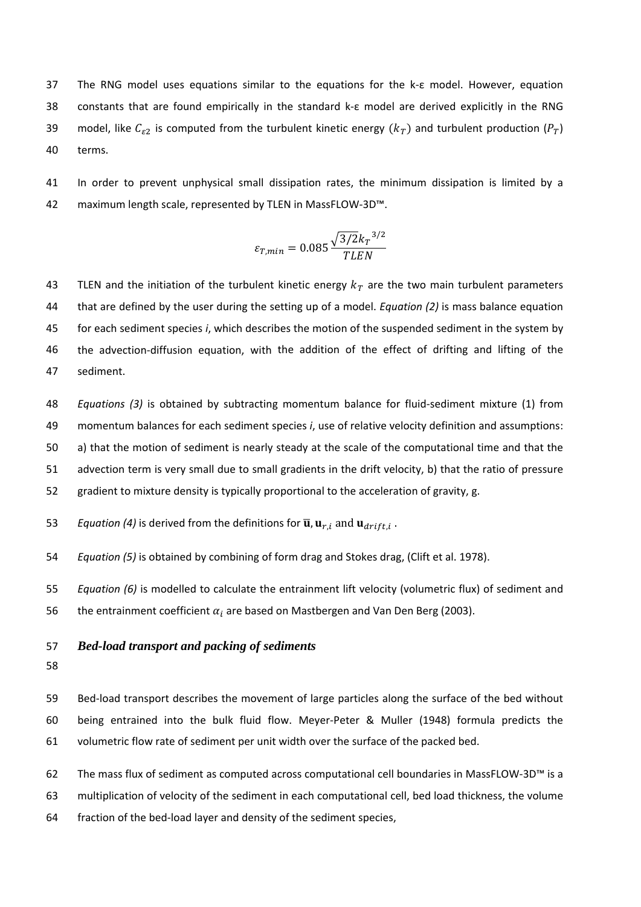The RNG model uses equations similar to the equations for the k-ε model. However, equation constants that are found empirically in the standard k-ε model are derived explicitly in the RNG model, like $C_{\varepsilon 2}$ is computed from the turbulent kinetic energy $(k_T)$ and turbulent production $(P_T)$ terms.

In order to prevent unphysical small dissipation rates, the minimum dissipation is limited by a maximum length scale, represented by TLEN in MassFLOW-3D™.

$$\varepsilon_{T,min} = 0.085 \frac{\sqrt{3/2} k_T^{3/2}}{TLEN}$$

TLEN and the initiation of the turbulent kinetic energy $k_T$ are the two main turbulent parameters that are defined by the user during the setting up of a model. *Equation (2)* is mass balance equation for each sediment species *i*, which describes the motion of the suspended sediment in the system by the advection-diffusion equation, with the addition of the effect of drifting and lifting of the sediment.

*Equations (3)* is obtained by subtracting momentum balance for fluid-sediment mixture (1) from momentum balances for each sediment species *i*, use of relative velocity definition and assumptions: a) that the motion of sediment is nearly steady at the scale of the computational time and that the advection term is very small due to small gradients in the drift velocity, b) that the ratio of pressure gradient to mixture density is typically proportional to the acceleration of gravity, g.

*Equation (4)* is derived from the definitions for $\bar{\mathbf{u}}, \mathbf{u}_{r,i}$ and $\mathbf{u}_{drift,i}$ .

*Equation (5)* is obtained by combining of form drag and Stokes drag, (Clift et al. 1978).

*Equation (6)* is modelled to calculate the entrainment lift velocity (volumetric flux) of sediment and the entrainment coefficient $\alpha_i$ are based on Mastbergen and Van Den Berg (2003).

### *Bed-load transport and packing of sediments*

Bed-load transport describes the movement of large particles along the surface of the bed without being entrained into the bulk fluid flow. Meyer-Peter & Muller (1948) formula predicts the volumetric flow rate of sediment per unit width over the surface of the packed bed.

The mass flux of sediment as computed across computational cell boundaries in MassFLOW-3D™ is a multiplication of velocity of the sediment in each computational cell, bed load thickness, the volume fraction of the bed-load layer and density of the sediment species,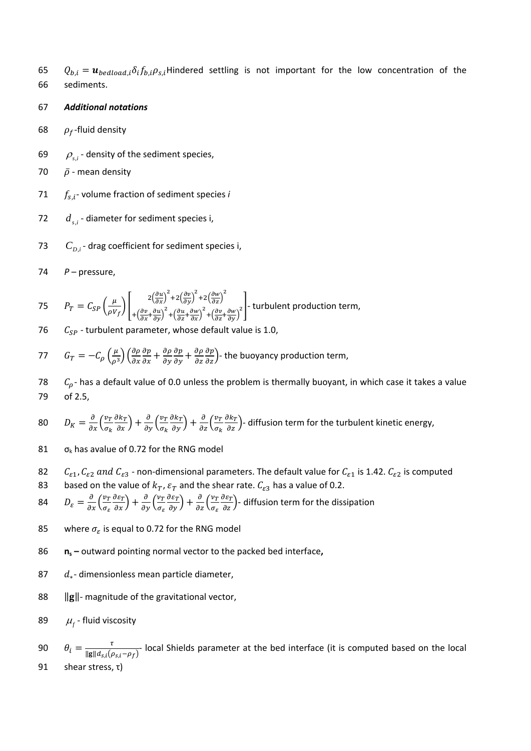$Q_{b,i} = \boldsymbol{u}_{bedload,i}\delta_i f_{b,i}\rho_{s,i}$Hindered settling is not important for the low concentration of the sediments.

***Additional notations***

$\rho_f$-fluid density

$\rho_{s,i}$ - density of the sediment species,

$\bar{\rho}$ - mean density

$f_{s,i}$- volume fraction of sediment species *i*

$d_{s,i}$ - diameter for sediment species i,

$C_{D,i}$ - drag coefficient for sediment species i,

*P* – pressure,

$P_T = C_{SP}\left(\frac{\mu}{\rho V_f}\right)\left[\begin{array}{c} 2\left(\frac{\partial u}{\partial x}\right)^2+2\left(\frac{\partial v}{\partial y}\right)^2+2\left(\frac{\partial w}{\partial z}\right)^2 \\ +\left(\frac{\partial v}{\partial x}+\frac{\partial u}{\partial y}\right)^2+\left(\frac{\partial u}{\partial z}+\frac{\partial w}{\partial x}\right)^2+\left(\frac{\partial v}{\partial z}+\frac{\partial w}{\partial y}\right)^2 \end{array}\right]$- turbulent production term,

$C_{SP}$ - turbulent parameter, whose default value is 1.0,

$G_T = -C_\rho\left(\frac{\mu}{\rho^3}\right)\left(\frac{\partial \rho}{\partial x}\frac{\partial p}{\partial x}+\frac{\partial \rho}{\partial y}\frac{\partial p}{\partial y}+\frac{\partial \rho}{\partial z}\frac{\partial p}{\partial z}\right)$- the buoyancy production term,

$C_\rho$- has a default value of 0.0 unless the problem is thermally buoyant, in which case it takes a value of 2.5,

$D_K = \frac{\partial}{\partial x}\left(\frac{\nu_T}{\sigma_k}\frac{\partial k_T}{\partial x}\right)+\frac{\partial}{\partial y}\left(\frac{\nu_T}{\sigma_k}\frac{\partial k_T}{\partial y}\right)+\frac{\partial}{\partial z}\left(\frac{\nu_T}{\sigma_k}\frac{\partial k_T}{\partial z}\right)$- diffusion term for the turbulent kinetic energy,

$\sigma_k$ has avalue of 0.72 for the RNG model

$C_{\varepsilon 1}, C_{\varepsilon 2}$ *and* $C_{\varepsilon 3}$ - non-dimensional parameters. The default value for $C_{\varepsilon 1}$ is 1.42. $C_{\varepsilon 2}$ is computed based on the value of $k_T$, $\varepsilon_T$ and the shear rate. $C_{\varepsilon 3}$ has a value of 0.2.

$D_\varepsilon = \frac{\partial}{\partial x}\left(\frac{\nu_T}{\sigma_\varepsilon}\frac{\partial \varepsilon_T}{\partial x}\right)+\frac{\partial}{\partial y}\left(\frac{\nu_T}{\sigma_\varepsilon}\frac{\partial \varepsilon_T}{\partial y}\right)+\frac{\partial}{\partial z}\left(\frac{\nu_T}{\sigma_\varepsilon}\frac{\partial \varepsilon_T}{\partial z}\right)$- diffusion term for the dissipation

where $\sigma_\varepsilon$ is equal to 0.72 for the RNG model

$\mathbf{n_s}$ **– outward pointing normal vector to the packed bed interface,**

$d_*$- dimensionless mean particle diameter,

$\|\mathbf{g}\|$- magnitude of the gravitational vector,

$\mu_f$ - fluid viscosity

$\theta_i = \frac{\tau}{\|\mathbf{g}\| d_{s,i}(\rho_{s,i}-\rho_f)}$- local Shields parameter at the bed interface (it is computed based on the local shear stress, τ)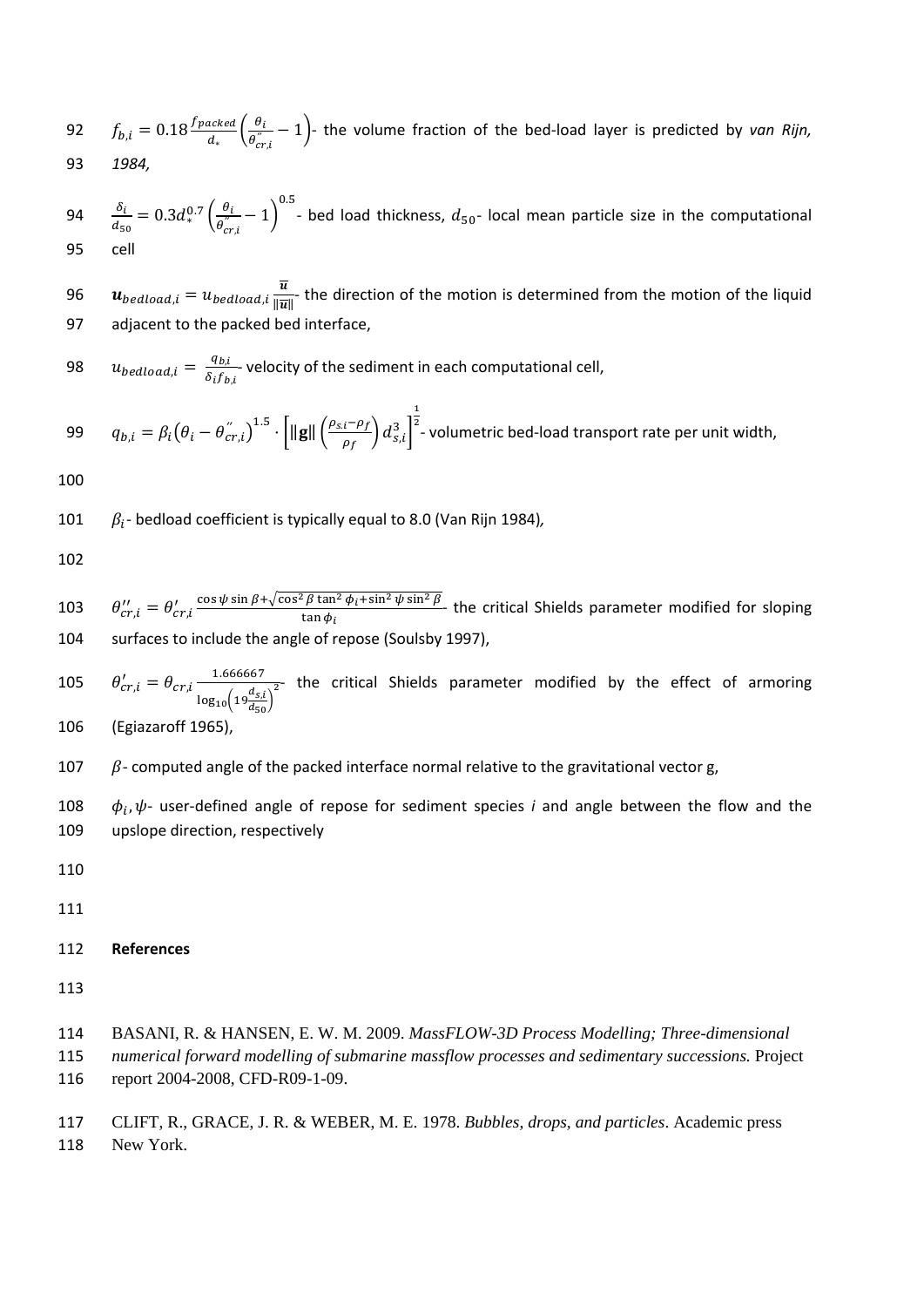$f_{b,i} = 0.18 \frac{f_{packed}}{d_*} \left( \frac{\theta_i}{\theta''_{cr,i}} - 1 \right)$- the volume fraction of the bed-load layer is predicted by *van Rijn, 1984,*

$\frac{\delta_i}{d_{50}} = 0.3 d_*^{0.7} \left( \frac{\theta_i}{\theta''_{cr,i}} - 1 \right)^{0.5}$ - bed load thickness, $d_{50}$- local mean particle size in the computational cell

$\boldsymbol{u}_{bedload,i} = u_{bedload,i} \frac{\overline{\boldsymbol{u}}}{\|\overline{\boldsymbol{u}}\|}$- the direction of the motion is determined from the motion of the liquid adjacent to the packed bed interface,

$u_{bedload,i} = \frac{q_{b,i}}{\delta_i f_{b,i}}$- velocity of the sediment in each computational cell,

$q_{b,i} = \beta_i \left( \theta_i - \theta''_{cr,i} \right)^{1.5} \cdot \left[ \|\mathbf{g}\| \left( \frac{\rho_{s,i} - \rho_f}{\rho_f} \right) d_{s,i}^3 \right]^{\frac{1}{2}}$- volumetric bed-load transport rate per unit width,

$\beta_i$- bedload coefficient is typically equal to 8.0 (Van Rijn 1984),

$\theta''_{cr,i} = \theta'_{cr,i} \frac{\cos\psi \sin\beta + \sqrt{\cos^2\beta \tan^2\phi_i + \sin^2\psi \sin^2\beta}}{\tan\phi_i}$- the critical Shields parameter modified for sloping surfaces to include the angle of repose (Soulsby 1997),

$\theta'_{cr,i} = \theta_{cr,i} \frac{1.666667}{\log_{10}\left(19 \frac{d_{s,i}}{d_{50}}\right)^2}$- the critical Shields parameter modified by the effect of armoring (Egiazaroff 1965),

$\beta$- computed angle of the packed interface normal relative to the gravitational vector g,

$\phi_i, \psi$- user-defined angle of repose for sediment species *i* and angle between the flow and the upslope direction, respectively

**References**

BASANI, R. & HANSEN, E. W. M. 2009. *MassFLOW-3D Process Modelling; Three-dimensional numerical forward modelling of submarine massflow processes and sedimentary successions.* Project report 2004-2008, CFD-R09-1-09.

CLIFT, R., GRACE, J. R. & WEBER, M. E. 1978. *Bubbles, drops, and particles*. Academic press New York.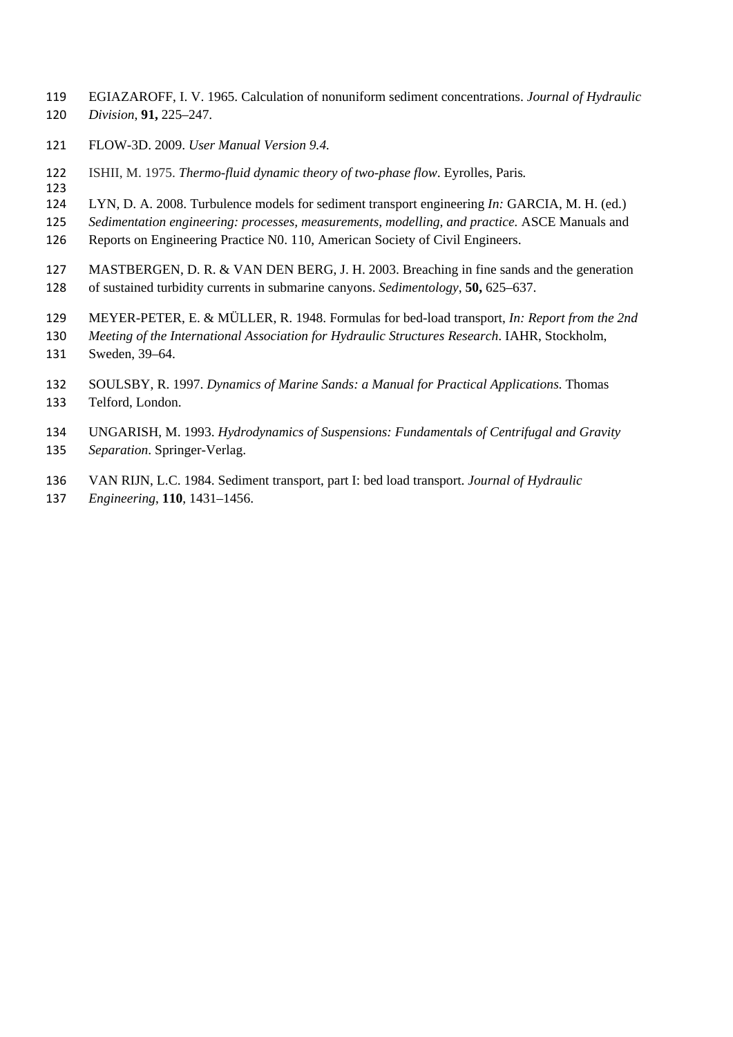EGIAZAROFF, I. V. 1965. Calculation of nonuniform sediment concentrations. *Journal of Hydraulic Division*, **91,** 225–247.

FLOW-3D. 2009. *User Manual Version 9.4.*

ISHII, M. 1975. *Thermo-fluid dynamic theory of two-phase flow*. Eyrolles, Paris.

LYN, D. A. 2008. Turbulence models for sediment transport engineering *In:* GARCIA, M. H. (ed.) *Sedimentation engineering: processes, measurements, modelling, and practice.* ASCE Manuals and Reports on Engineering Practice N0. 110, American Society of Civil Engineers.

MASTBERGEN, D. R. & VAN DEN BERG, J. H. 2003. Breaching in fine sands and the generation of sustained turbidity currents in submarine canyons. *Sedimentology*, **50,** 625–637.

MEYER-PETER, E. & MÜLLER, R. 1948. Formulas for bed-load transport, *In: Report from the 2nd Meeting of the International Association for Hydraulic Structures Research*. IAHR, Stockholm, Sweden, 39–64.

SOULSBY, R. 1997. *Dynamics of Marine Sands: a Manual for Practical Applications.* Thomas Telford, London.

UNGARISH, M. 1993. *Hydrodynamics of Suspensions: Fundamentals of Centrifugal and Gravity Separation*. Springer-Verlag.

VAN RIJN, L.C. 1984. Sediment transport, part I: bed load transport. *Journal of Hydraulic Engineering*, **110**, 1431–1456.